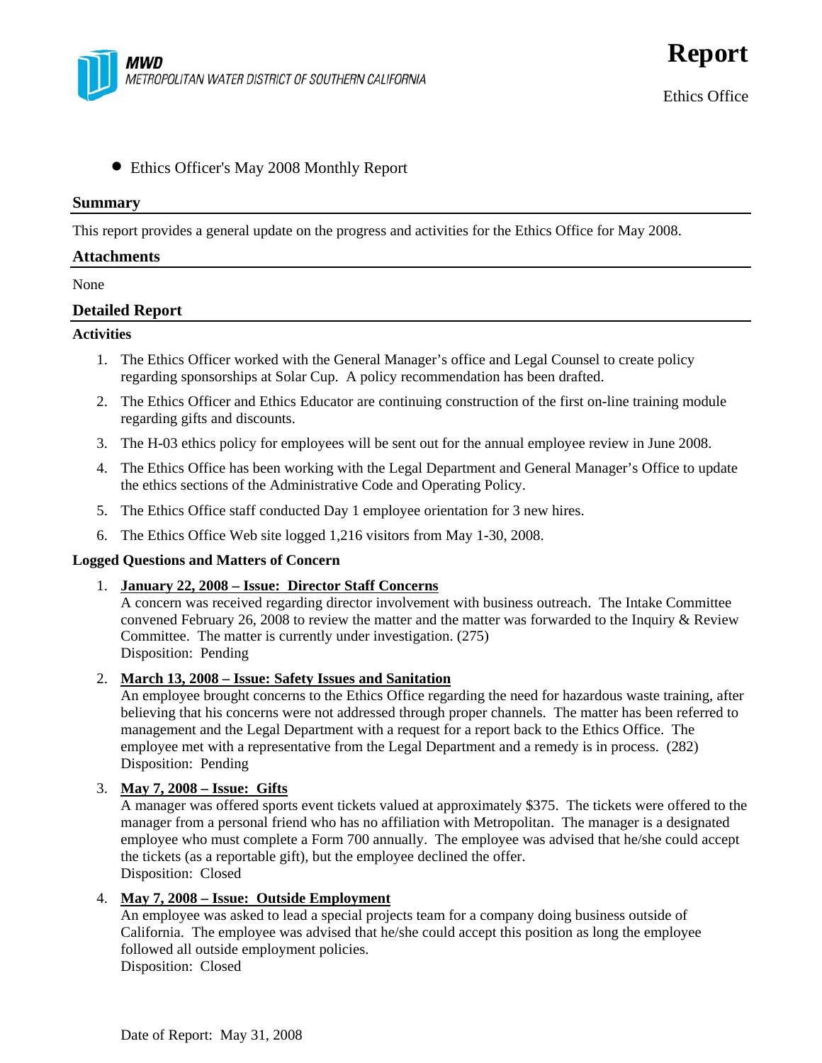**MWD**
METROPOLITAN WATER DISTRICT OF SOUTHERN CALIFORNIA

# Report

Ethics Office

- Ethics Officer's May 2008 Monthly Report

## Summary

This report provides a general update on the progress and activities for the Ethics Office for May 2008.

## Attachments

None

## Detailed Report

### Activities

1. The Ethics Officer worked with the General Manager's office and Legal Counsel to create policy regarding sponsorships at Solar Cup. A policy recommendation has been drafted.
2. The Ethics Officer and Ethics Educator are continuing construction of the first on-line training module regarding gifts and discounts.
3. The H-03 ethics policy for employees will be sent out for the annual employee review in June 2008.
4. The Ethics Office has been working with the Legal Department and General Manager's Office to update the ethics sections of the Administrative Code and Operating Policy.
5. The Ethics Office staff conducted Day 1 employee orientation for 3 new hires.
6. The Ethics Office Web site logged 1,216 visitors from May 1-30, 2008.

### Logged Questions and Matters of Concern

1. **January 22, 2008 – Issue: Director Staff Concerns**
   A concern was received regarding director involvement with business outreach. The Intake Committee convened February 26, 2008 to review the matter and the matter was forwarded to the Inquiry & Review Committee. The matter is currently under investigation. (275)
   Disposition: Pending

2. **March 13, 2008 – Issue: Safety Issues and Sanitation**
   An employee brought concerns to the Ethics Office regarding the need for hazardous waste training, after believing that his concerns were not addressed through proper channels. The matter has been referred to management and the Legal Department with a request for a report back to the Ethics Office. The employee met with a representative from the Legal Department and a remedy is in process. (282)
   Disposition: Pending

3. **May 7, 2008 – Issue: Gifts**
   A manager was offered sports event tickets valued at approximately $375. The tickets were offered to the manager from a personal friend who has no affiliation with Metropolitan. The manager is a designated employee who must complete a Form 700 annually. The employee was advised that he/she could accept the tickets (as a reportable gift), but the employee declined the offer.
   Disposition: Closed

4. **May 7, 2008 – Issue: Outside Employment**
   An employee was asked to lead a special projects team for a company doing business outside of California. The employee was advised that he/she could accept this position as long the employee followed all outside employment policies.
   Disposition: Closed

Date of Report: May 31, 2008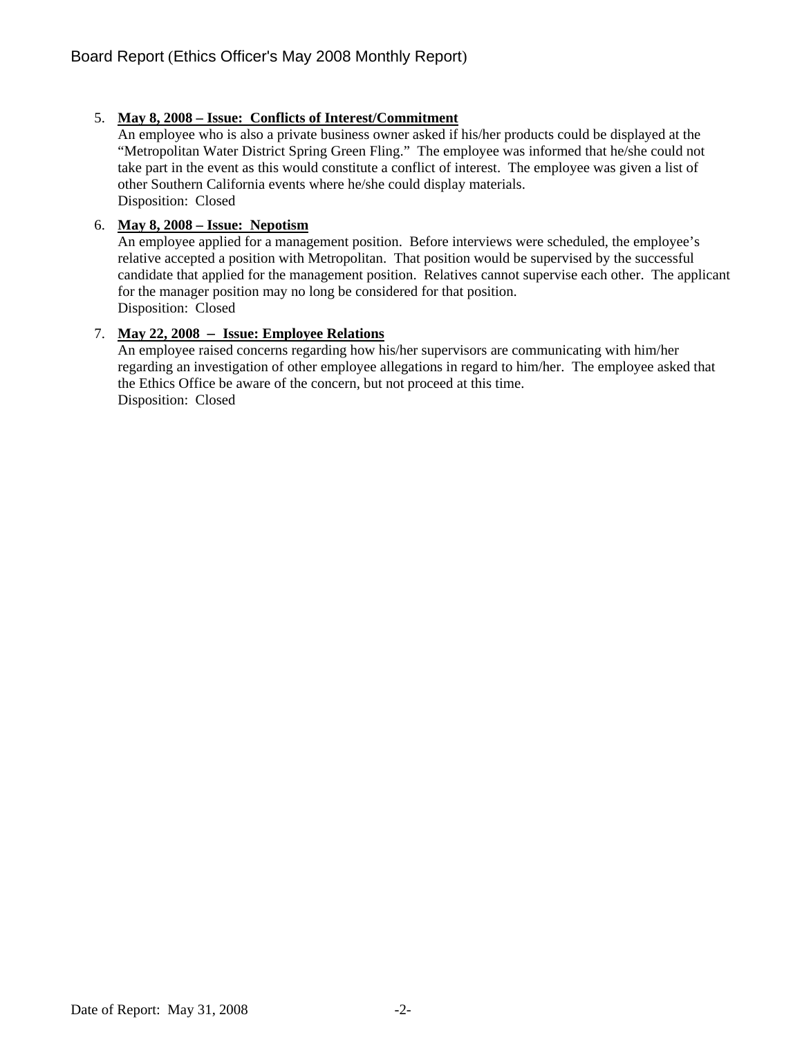5. **May 8, 2008 – Issue: Conflicts of Interest/Commitment**
   An employee who is also a private business owner asked if his/her products could be displayed at the "Metropolitan Water District Spring Green Fling." The employee was informed that he/she could not take part in the event as this would constitute a conflict of interest. The employee was given a list of other Southern California events where he/she could display materials.
   Disposition: Closed

6. **May 8, 2008 – Issue: Nepotism**
   An employee applied for a management position. Before interviews were scheduled, the employee's relative accepted a position with Metropolitan. That position would be supervised by the successful candidate that applied for the management position. Relatives cannot supervise each other. The applicant for the manager position may no long be considered for that position.
   Disposition: Closed

7. **May 22, 2008 – Issue: Employee Relations**
   An employee raised concerns regarding how his/her supervisors are communicating with him/her regarding an investigation of other employee allegations in regard to him/her. The employee asked that the Ethics Office be aware of the concern, but not proceed at this time.
   Disposition: Closed